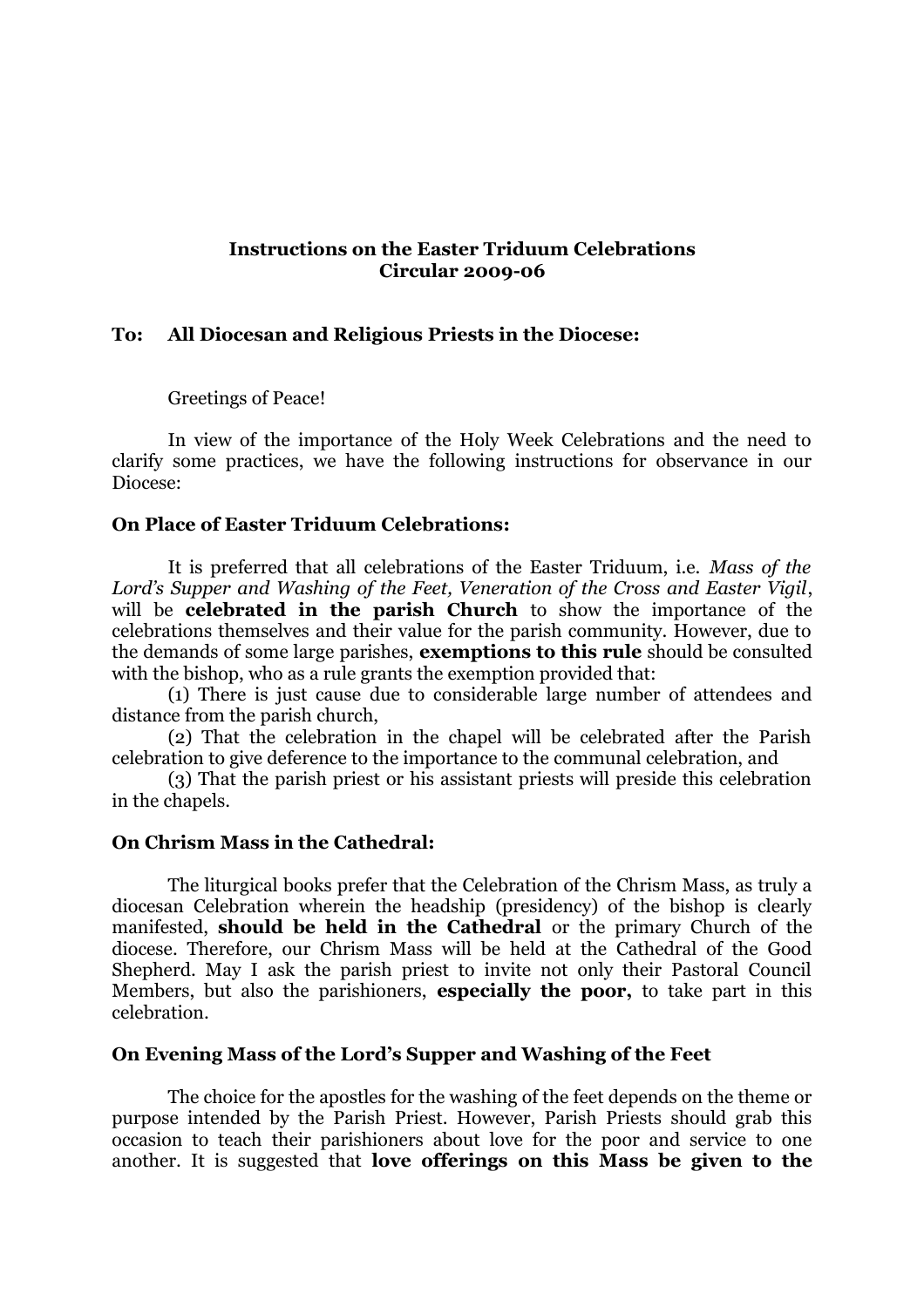**Instructions on the Easter Triduum Celebrations**
**Circular 2009-06**

**To: All Diocesan and Religious Priests in the Diocese:**

Greetings of Peace!

In view of the importance of the Holy Week Celebrations and the need to clarify some practices, we have the following instructions for observance in our Diocese:

**On Place of Easter Triduum Celebrations:**

It is preferred that all celebrations of the Easter Triduum, i.e. *Mass of the Lord's Supper and Washing of the Feet, Veneration of the Cross and Easter Vigil*, will be **celebrated in the parish Church** to show the importance of the celebrations themselves and their value for the parish community. However, due to the demands of some large parishes, **exemptions to this rule** should be consulted with the bishop, who as a rule grants the exemption provided that:

(1) There is just cause due to considerable large number of attendees and distance from the parish church,

(2) That the celebration in the chapel will be celebrated after the Parish celebration to give deference to the importance to the communal celebration, and

(3) That the parish priest or his assistant priests will preside this celebration in the chapels.

**On Chrism Mass in the Cathedral:**

The liturgical books prefer that the Celebration of the Chrism Mass, as truly a diocesan Celebration wherein the headship (presidency) of the bishop is clearly manifested, **should be held in the Cathedral** or the primary Church of the diocese. Therefore, our Chrism Mass will be held at the Cathedral of the Good Shepherd. May I ask the parish priest to invite not only their Pastoral Council Members, but also the parishioners, **especially the poor,** to take part in this celebration.

**On Evening Mass of the Lord's Supper and Washing of the Feet**

The choice for the apostles for the washing of the feet depends on the theme or purpose intended by the Parish Priest. However, Parish Priests should grab this occasion to teach their parishioners about love for the poor and service to one another. It is suggested that **love offerings on this Mass be given to the**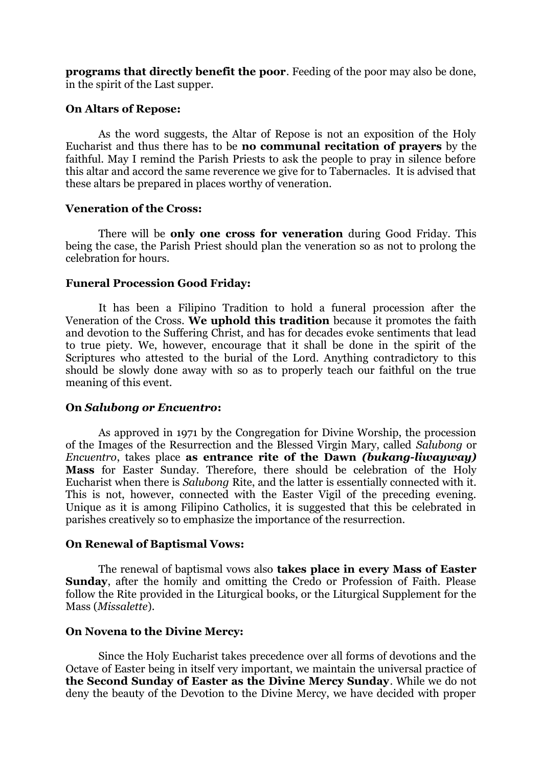**programs that directly benefit the poor**. Feeding of the poor may also be done, in the spirit of the Last supper.

### On Altars of Repose:

As the word suggests, the Altar of Repose is not an exposition of the Holy Eucharist and thus there has to be **no communal recitation of prayers** by the faithful. May I remind the Parish Priests to ask the people to pray in silence before this altar and accord the same reverence we give for to Tabernacles. It is advised that these altars be prepared in places worthy of veneration.

### Veneration of the Cross:

There will be **only one cross for veneration** during Good Friday. This being the case, the Parish Priest should plan the veneration so as not to prolong the celebration for hours.

### Funeral Procession Good Friday:

It has been a Filipino Tradition to hold a funeral procession after the Veneration of the Cross. **We uphold this tradition** because it promotes the faith and devotion to the Suffering Christ, and has for decades evoke sentiments that lead to true piety. We, however, encourage that it shall be done in the spirit of the Scriptures who attested to the burial of the Lord. Anything contradictory to this should be slowly done away with so as to properly teach our faithful on the true meaning of this event.

### On *Salubong or Encuentro*:

As approved in 1971 by the Congregation for Divine Worship, the procession of the Images of the Resurrection and the Blessed Virgin Mary, called *Salubong* or *Encuentro*, takes place **as entrance rite of the Dawn *(bukang-liwayway)* Mass** for Easter Sunday. Therefore, there should be celebration of the Holy Eucharist when there is *Salubong* Rite, and the latter is essentially connected with it. This is not, however, connected with the Easter Vigil of the preceding evening. Unique as it is among Filipino Catholics, it is suggested that this be celebrated in parishes creatively so to emphasize the importance of the resurrection.

### On Renewal of Baptismal Vows:

The renewal of baptismal vows also **takes place in every Mass of Easter Sunday**, after the homily and omitting the Credo or Profession of Faith. Please follow the Rite provided in the Liturgical books, or the Liturgical Supplement for the Mass (*Missalette*).

### On Novena to the Divine Mercy:

Since the Holy Eucharist takes precedence over all forms of devotions and the Octave of Easter being in itself very important, we maintain the universal practice of **the Second Sunday of Easter as the Divine Mercy Sunday**. While we do not deny the beauty of the Devotion to the Divine Mercy, we have decided with proper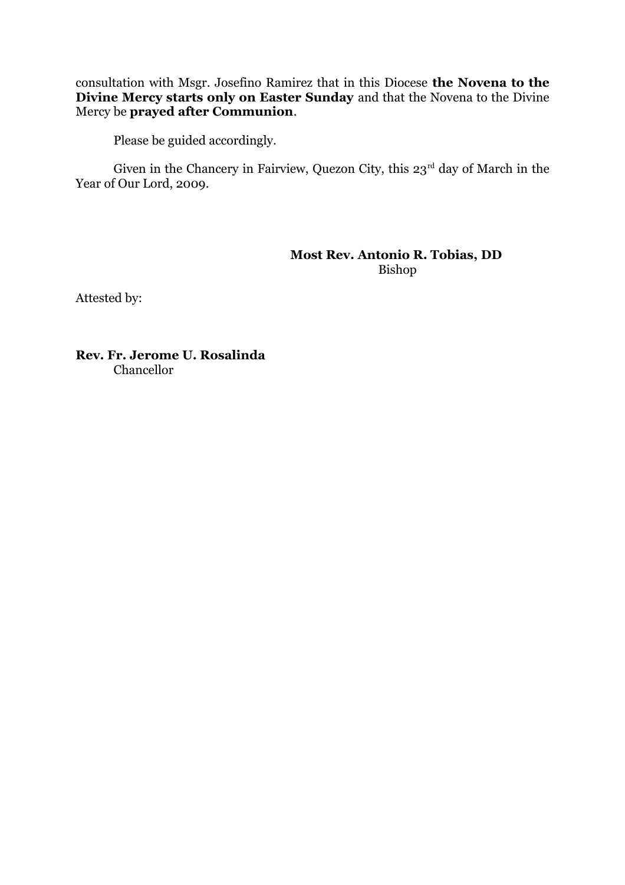consultation with Msgr. Josefino Ramirez that in this Diocese **the Novena to the Divine Mercy starts only on Easter Sunday** and that the Novena to the Divine Mercy be **prayed after Communion**.

Please be guided accordingly.

Given in the Chancery in Fairview, Quezon City, this 23rd day of March in the Year of Our Lord, 2009.

**Most Rev. Antonio R. Tobias, DD**
Bishop

Attested by:

**Rev. Fr. Jerome U. Rosalinda**
Chancellor